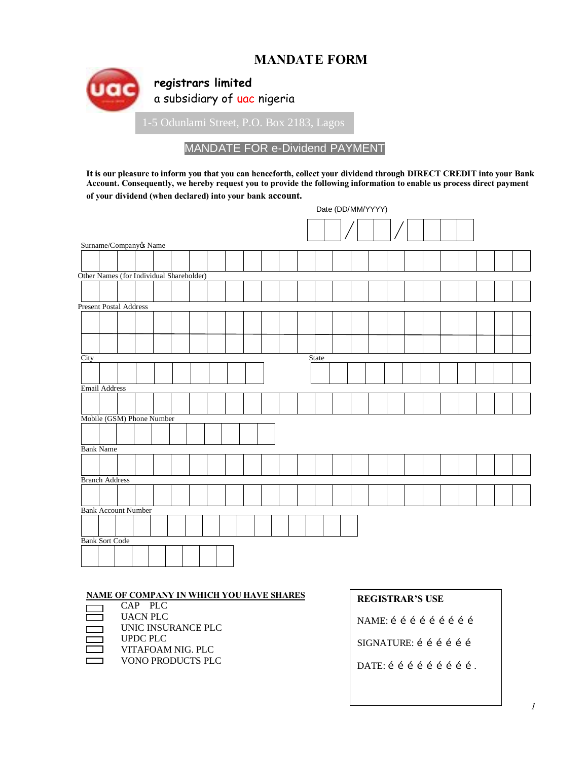# MANDATE FORM

**registrars limited**
a subsidiary of uac nigeria

1-5 Odunlami Street, P.O. Box 2183, Lagos

## MANDATE FOR e-Dividend PAYMENT

**It is our pleasure to inform you that you can henceforth, collect your dividend through DIRECT CREDIT into your Bank Account. Consequently, we hereby request you to provide the following information to enable us process direct payment of your dividend (when declared) into your bank account.**

Date (DD/MM/YYYY) __ __ / __ __ / __ __ __ __

Surname/Company's Name

Other Names (for Individual Shareholder)

Present Postal Address

City

State

Email Address

Mobile (GSM) Phone Number

Bank Name

Branch Address

Bank Account Number

Bank Sort Code

**NAME OF COMPANY IN WHICH YOU HAVE SHARES**

- [ ] CAP PLC
- [ ] UACN PLC
- [ ] UNIC INSURANCE PLC
- [ ] UPDC PLC
- [ ] VITAFOAM NIG. PLC
- [ ] VONO PRODUCTS PLC

**REGISTRAR'S USE**

NAME: ……………………

SIGNATURE: ………………

DATE: ………………….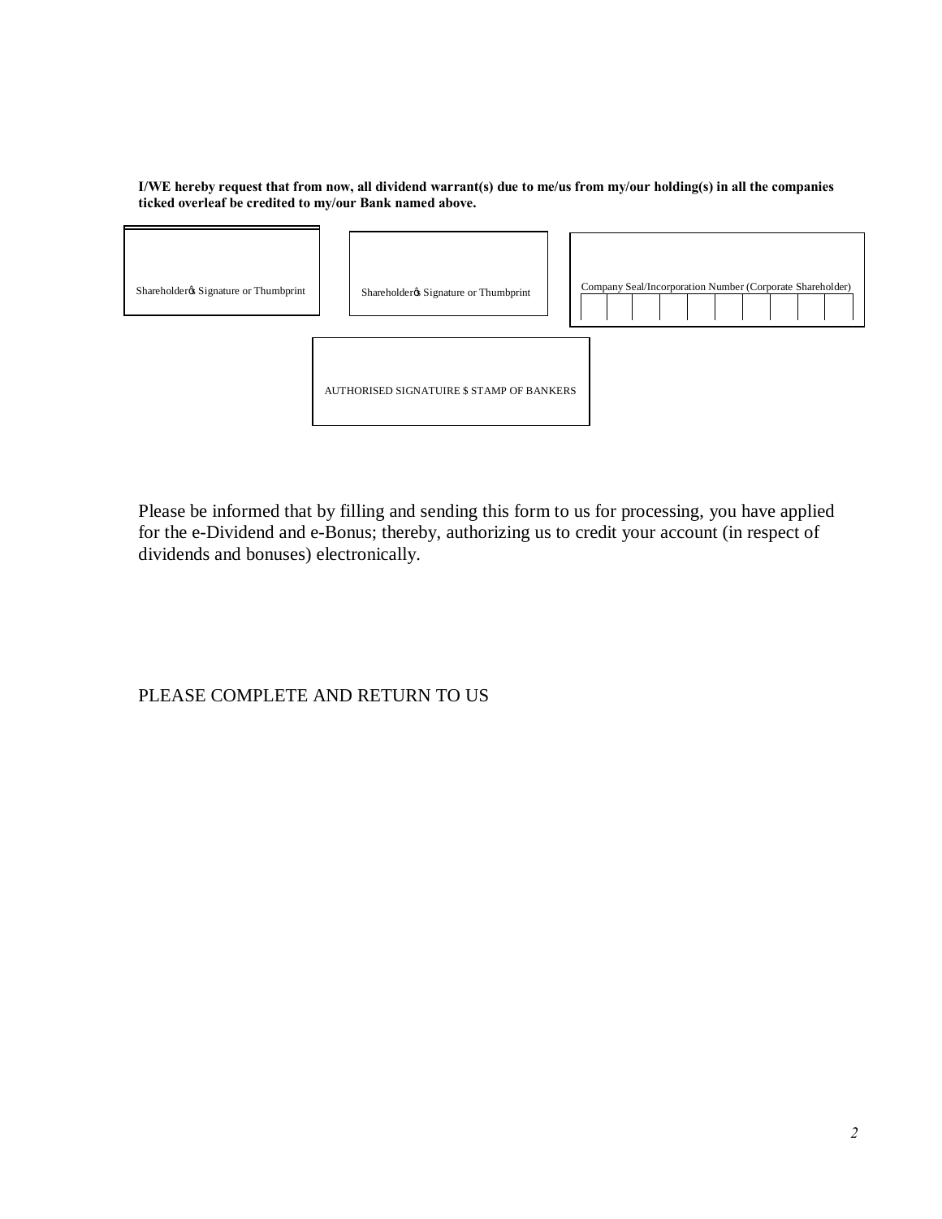**I/WE hereby request that from now, all dividend warrant(s) due to me/us from my/our holding(s) in all the companies ticked overleaf be credited to my/our Bank named above.**

Shareholderœ Signature or Thumbprint

Shareholderœ Signature or Thumbprint

Company Seal/Incorporation Number (Corporate Shareholder)

| | | | | | | | | | |
|---|---|---|---|---|---|---|---|---|---|
| | | | | | | | | | |

AUTHORISED SIGNATUIRE $ STAMP OF BANKERS

Please be informed that by filling and sending this form to us for processing, you have applied for the e-Dividend and e-Bonus; thereby, authorizing us to credit your account (in respect of dividends and bonuses) electronically.

PLEASE COMPLETE AND RETURN TO US